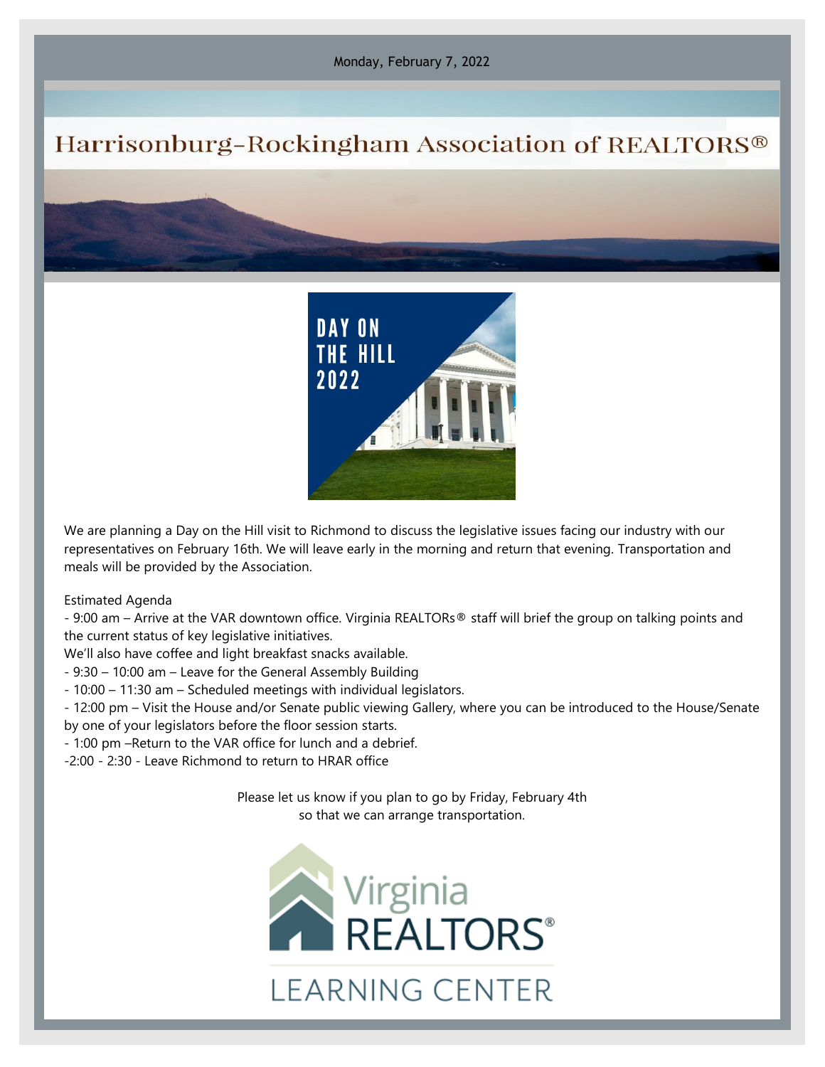Monday, February 7, 2022

# Harrisonburg-Rockingham Association of REALTORS®

DAY ON THE HILL 2022

We are planning a Day on the Hill visit to Richmond to discuss the legislative issues facing our industry with our representatives on February 16th. We will leave early in the morning and return that evening. Transportation and meals will be provided by the Association.

Estimated Agenda

- 9:00 am – Arrive at the VAR downtown office. Virginia REALTORs® staff will brief the group on talking points and the current status of key legislative initiatives.
We'll also have coffee and light breakfast snacks available.
- 9:30 – 10:00 am – Leave for the General Assembly Building
- 10:00 – 11:30 am – Scheduled meetings with individual legislators.
- 12:00 pm – Visit the House and/or Senate public viewing Gallery, where you can be introduced to the House/Senate by one of your legislators before the floor session starts.
- 1:00 pm –Return to the VAR office for lunch and a debrief.
- 2:00 - 2:30 - Leave Richmond to return to HRAR office

Please let us know if you plan to go by Friday, February 4th so that we can arrange transportation.

Virginia REALTORS®

LEARNING CENTER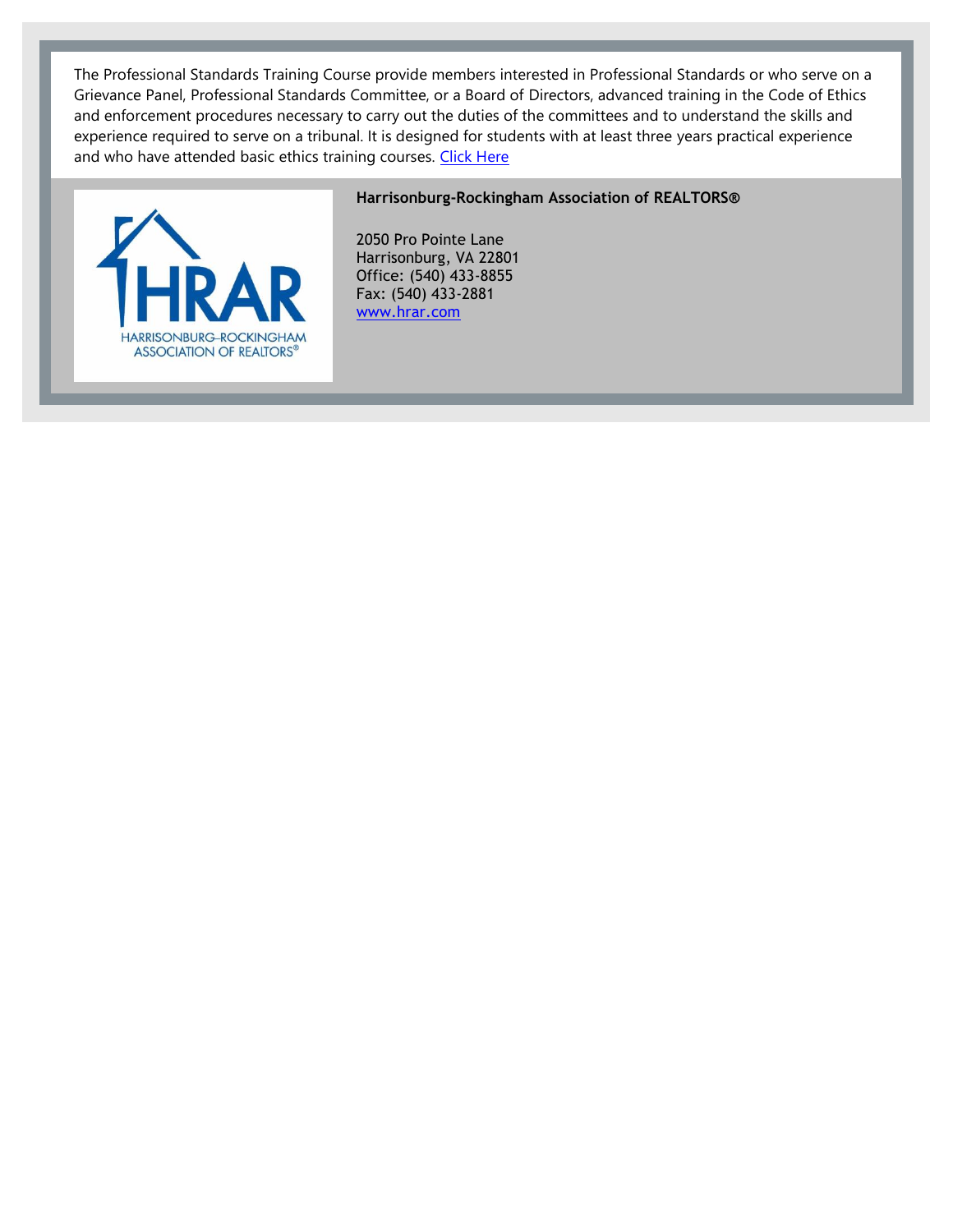The Professional Standards Training Course provide members interested in Professional Standards or who serve on a Grievance Panel, Professional Standards Committee, or a Board of Directors, advanced training in the Code of Ethics and enforcement procedures necessary to carry out the duties of the committees and to understand the skills and experience required to serve on a tribunal. It is designed for students with at least three years practical experience and who have attended basic ethics training courses. Click Here

HRAR
HARRISONBURG-ROCKINGHAM ASSOCIATION OF REALTORS®

**Harrisonburg-Rockingham Association of REALTORS®**

2050 Pro Pointe Lane
Harrisonburg, VA 22801
Office: (540) 433-8855
Fax: (540) 433-2881
www.hrar.com